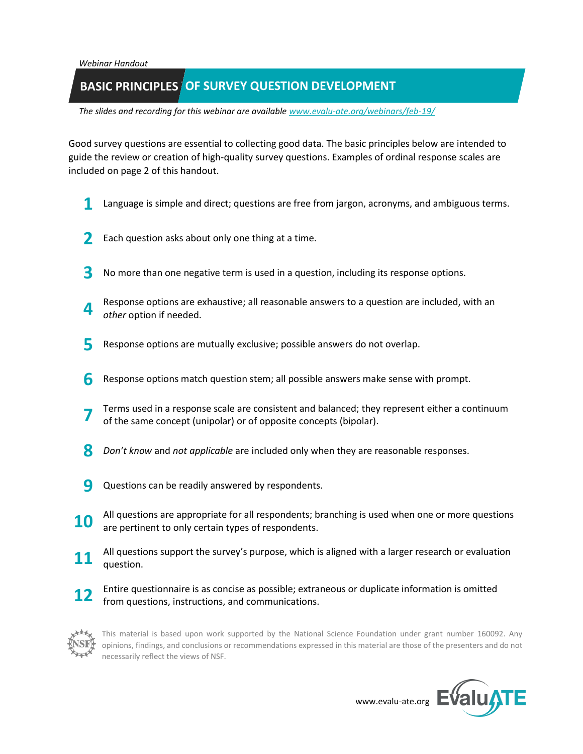*Webinar Handout*

# BASIC PRINCIPLES OF SURVEY QUESTION DEVELOPMENT

*The slides and recording for this webinar are available [www.evalu-ate.org/webinars/feb-19/](www.evalu-ate.org/webinars/feb-19/)*

Good survey questions are essential to collecting good data. The basic principles below are intended to guide the review or creation of high-quality survey questions. Examples of ordinal response scales are included on page 2 of this handout.

1. Language is simple and direct; questions are free from jargon, acronyms, and ambiguous terms.
2. Each question asks about only one thing at a time.
3. No more than one negative term is used in a question, including its response options.
4. Response options are exhaustive; all reasonable answers to a question are included, with an *other* option if needed.
5. Response options are mutually exclusive; possible answers do not overlap.
6. Response options match question stem; all possible answers make sense with prompt.
7. Terms used in a response scale are consistent and balanced; they represent either a continuum of the same concept (unipolar) or of opposite concepts (bipolar).
8. *Don't know* and *not applicable* are included only when they are reasonable responses.
9. Questions can be readily answered by respondents.
10. All questions are appropriate for all respondents; branching is used when one or more questions are pertinent to only certain types of respondents.
11. All questions support the survey's purpose, which is aligned with a larger research or evaluation question.
12. Entire questionnaire is as concise as possible; extraneous or duplicate information is omitted from questions, instructions, and communications.

This material is based upon work supported by the National Science Foundation under grant number 160092. Any opinions, findings, and conclusions or recommendations expressed in this material are those of the presenters and do not necessarily reflect the views of NSF.

www.evalu-ate.org EvaluATE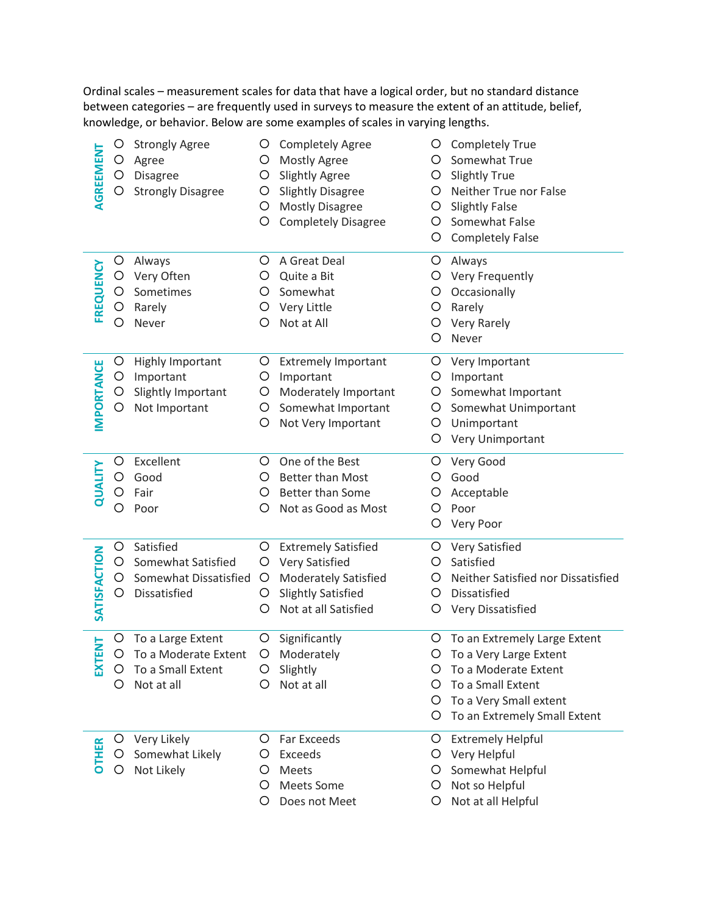Ordinal scales – measurement scales for data that have a logical order, but no standard distance between categories – are frequently used in surveys to measure the extent of an attitude, belief, knowledge, or behavior. Below are some examples of scales in varying lengths.

| | | | |
|---|---|---|---|
| **AGREEMENT** | ○ Strongly Agree<br>○ Agree<br>○ Disagree<br>○ Strongly Disagree | ○ Completely Agree<br>○ Mostly Agree<br>○ Slightly Agree<br>○ Slightly Disagree<br>○ Mostly Disagree<br>○ Completely Disagree | ○ Completely True<br>○ Somewhat True<br>○ Slightly True<br>○ Neither True nor False<br>○ Slightly False<br>○ Somewhat False<br>○ Completely False |
| **FREQUENCY** | ○ Always<br>○ Very Often<br>○ Sometimes<br>○ Rarely<br>○ Never | ○ A Great Deal<br>○ Quite a Bit<br>○ Somewhat<br>○ Very Little<br>○ Not at All | ○ Always<br>○ Very Frequently<br>○ Occasionally<br>○ Rarely<br>○ Very Rarely<br>○ Never |
| **IMPORTANCE** | ○ Highly Important<br>○ Important<br>○ Slightly Important<br>○ Not Important | ○ Extremely Important<br>○ Important<br>○ Moderately Important<br>○ Somewhat Important<br>○ Not Very Important | ○ Very Important<br>○ Important<br>○ Somewhat Important<br>○ Somewhat Unimportant<br>○ Unimportant<br>○ Very Unimportant |
| **QUALITY** | ○ Excellent<br>○ Good<br>○ Fair<br>○ Poor | ○ One of the Best<br>○ Better than Most<br>○ Better than Some<br>○ Not as Good as Most | ○ Very Good<br>○ Good<br>○ Acceptable<br>○ Poor<br>○ Very Poor |
| **SATISFACTION** | ○ Satisfied<br>○ Somewhat Satisfied<br>○ Somewhat Dissatisfied<br>○ Dissatisfied | ○ Extremely Satisfied<br>○ Very Satisfied<br>○ Moderately Satisfied<br>○ Slightly Satisfied<br>○ Not at all Satisfied | ○ Very Satisfied<br>○ Satisfied<br>○ Neither Satisfied nor Dissatisfied<br>○ Dissatisfied<br>○ Very Dissatisfied |
| **EXTENT** | ○ To a Large Extent<br>○ To a Moderate Extent<br>○ To a Small Extent<br>○ Not at all | ○ Significantly<br>○ Moderately<br>○ Slightly<br>○ Not at all | ○ To an Extremely Large Extent<br>○ To a Very Large Extent<br>○ To a Moderate Extent<br>○ To a Small Extent<br>○ To a Very Small extent<br>○ To an Extremely Small Extent |
| **OTHER** | ○ Very Likely<br>○ Somewhat Likely<br>○ Not Likely | ○ Far Exceeds<br>○ Exceeds<br>○ Meets<br>○ Meets Some<br>○ Does not Meet | ○ Extremely Helpful<br>○ Very Helpful<br>○ Somewhat Helpful<br>○ Not so Helpful<br>○ Not at all Helpful |